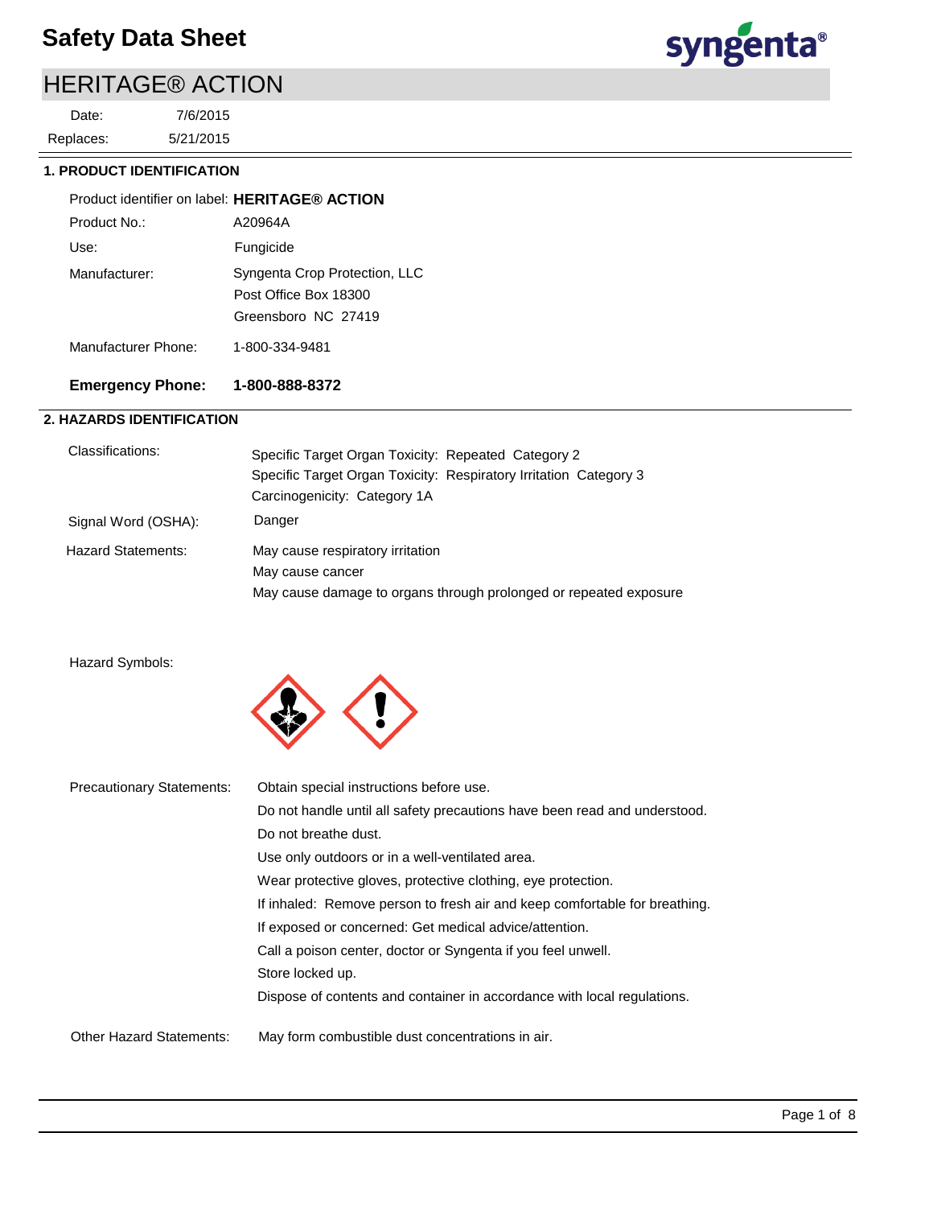# Safety Data Sheet

## HERITAGE® ACTION

Date: 7/6/2015

Replaces: 5/21/2015

### 1. PRODUCT IDENTIFICATION

| | |
|---|---|
| Product identifier on label: | **HERITAGE® ACTION** |
| Product No.: | A20964A |
| Use: | Fungicide |
| Manufacturer: | Syngenta Crop Protection, LLC<br>Post Office Box 18300<br>Greensboro NC 27419 |
| Manufacturer Phone: | 1-800-334-9481 |
| **Emergency Phone:** | **1-800-888-8372** |

### 2. HAZARDS IDENTIFICATION

| | |
|---|---|
| Classifications: | Specific Target Organ Toxicity: Repeated Category 2<br>Specific Target Organ Toxicity: Respiratory Irritation Category 3<br>Carcinogenicity: Category 1A |
| Signal Word (OSHA): | Danger |
| Hazard Statements: | May cause respiratory irritation<br>May cause cancer<br>May cause damage to organs through prolonged or repeated exposure |

Hazard Symbols:

Precautionary Statements:

- Obtain special instructions before use.
- Do not handle until all safety precautions have been read and understood.
- Do not breathe dust.
- Use only outdoors or in a well-ventilated area.
- Wear protective gloves, protective clothing, eye protection.
- If inhaled: Remove person to fresh air and keep comfortable for breathing.
- If exposed or concerned: Get medical advice/attention.
- Call a poison center, doctor or Syngenta if you feel unwell.
- Store locked up.
- Dispose of contents and container in accordance with local regulations.

Other Hazard Statements: May form combustible dust concentrations in air.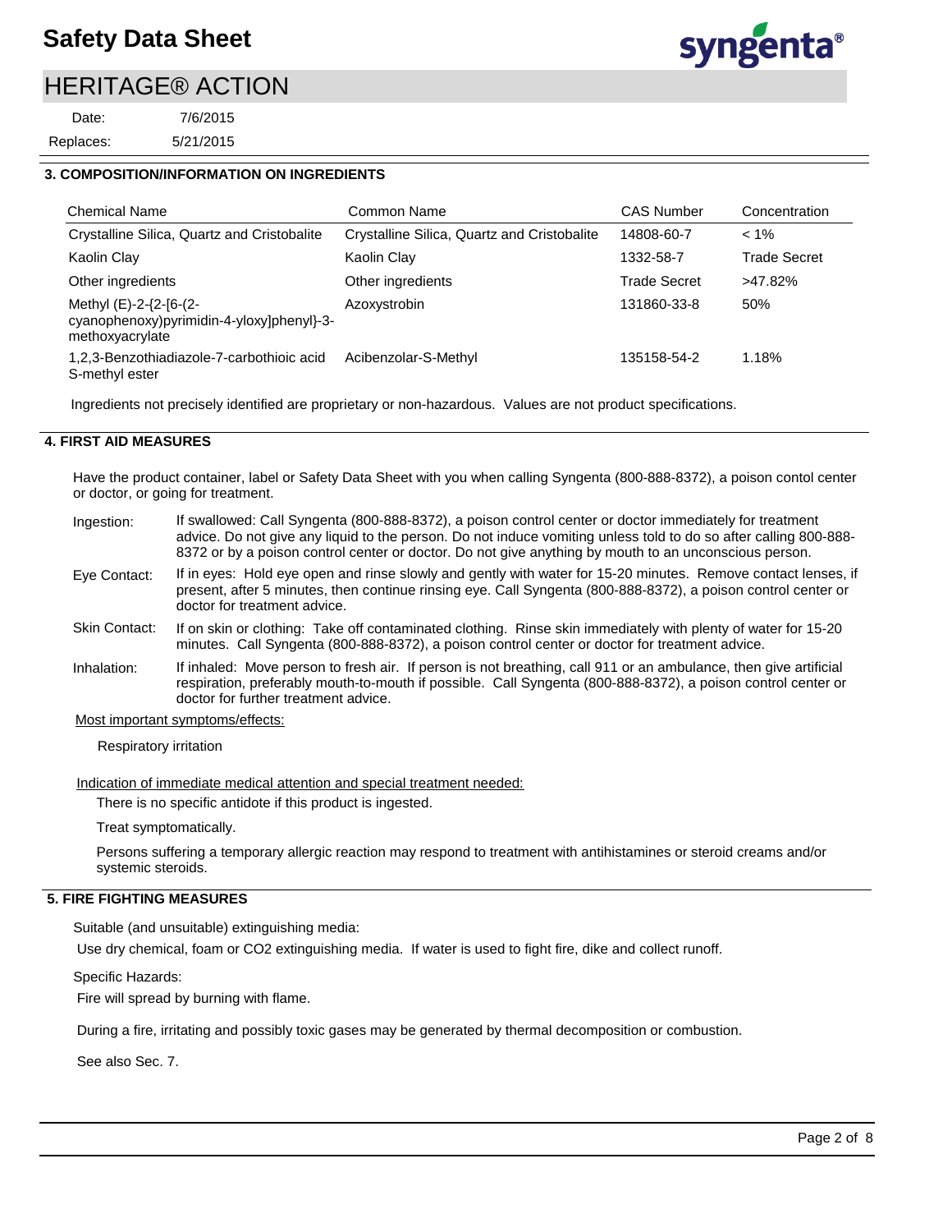## 3. COMPOSITION/INFORMATION ON INGREDIENTS

| Chemical Name | Common Name | CAS Number | Concentration |
|---|---|---|---|
| Crystalline Silica, Quartz and Cristobalite | Crystalline Silica, Quartz and Cristobalite | 14808-60-7 | < 1% |
| Kaolin Clay | Kaolin Clay | 1332-58-7 | Trade Secret |
| Other ingredients | Other ingredients | Trade Secret | >47.82% |
| Methyl (E)-2-{2-[6-(2-cyanophenoxy)pyrimidin-4-yloxy]phenyl}-3-methoxyacrylate | Azoxystrobin | 131860-33-8 | 50% |
| 1,2,3-Benzothiadiazole-7-carbothioic acid S-methyl ester | Acibenzolar-S-Methyl | 135158-54-2 | 1.18% |

Ingredients not precisely identified are proprietary or non-hazardous. Values are not product specifications.

## 4. FIRST AID MEASURES

Have the product container, label or Safety Data Sheet with you when calling Syngenta (800-888-8372), a poison contol center or doctor, or going for treatment.

**Ingestion:** If swallowed: Call Syngenta (800-888-8372), a poison control center or doctor immediately for treatment advice. Do not give any liquid to the person. Do not induce vomiting unless told to do so after calling 800-888-8372 or by a poison control center or doctor. Do not give anything by mouth to an unconscious person.

**Eye Contact:** If in eyes: Hold eye open and rinse slowly and gently with water for 15-20 minutes. Remove contact lenses, if present, after 5 minutes, then continue rinsing eye. Call Syngenta (800-888-8372), a poison control center or doctor for treatment advice.

**Skin Contact:** If on skin or clothing: Take off contaminated clothing. Rinse skin immediately with plenty of water for 15-20 minutes. Call Syngenta (800-888-8372), a poison control center or doctor for treatment advice.

**Inhalation:** If inhaled: Move person to fresh air. If person is not breathing, call 911 or an ambulance, then give artificial respiration, preferably mouth-to-mouth if possible. Call Syngenta (800-888-8372), a poison control center or doctor for further treatment advice.

Most important symptoms/effects:

Respiratory irritation

Indication of immediate medical attention and special treatment needed:

There is no specific antidote if this product is ingested.

Treat symptomatically.

Persons suffering a temporary allergic reaction may respond to treatment with antihistamines or steroid creams and/or systemic steroids.

## 5. FIRE FIGHTING MEASURES

Suitable (and unsuitable) extinguishing media:

Use dry chemical, foam or CO2 extinguishing media. If water is used to fight fire, dike and collect runoff.

Specific Hazards:

Fire will spread by burning with flame.

During a fire, irritating and possibly toxic gases may be generated by thermal decomposition or combustion.

See also Sec. 7.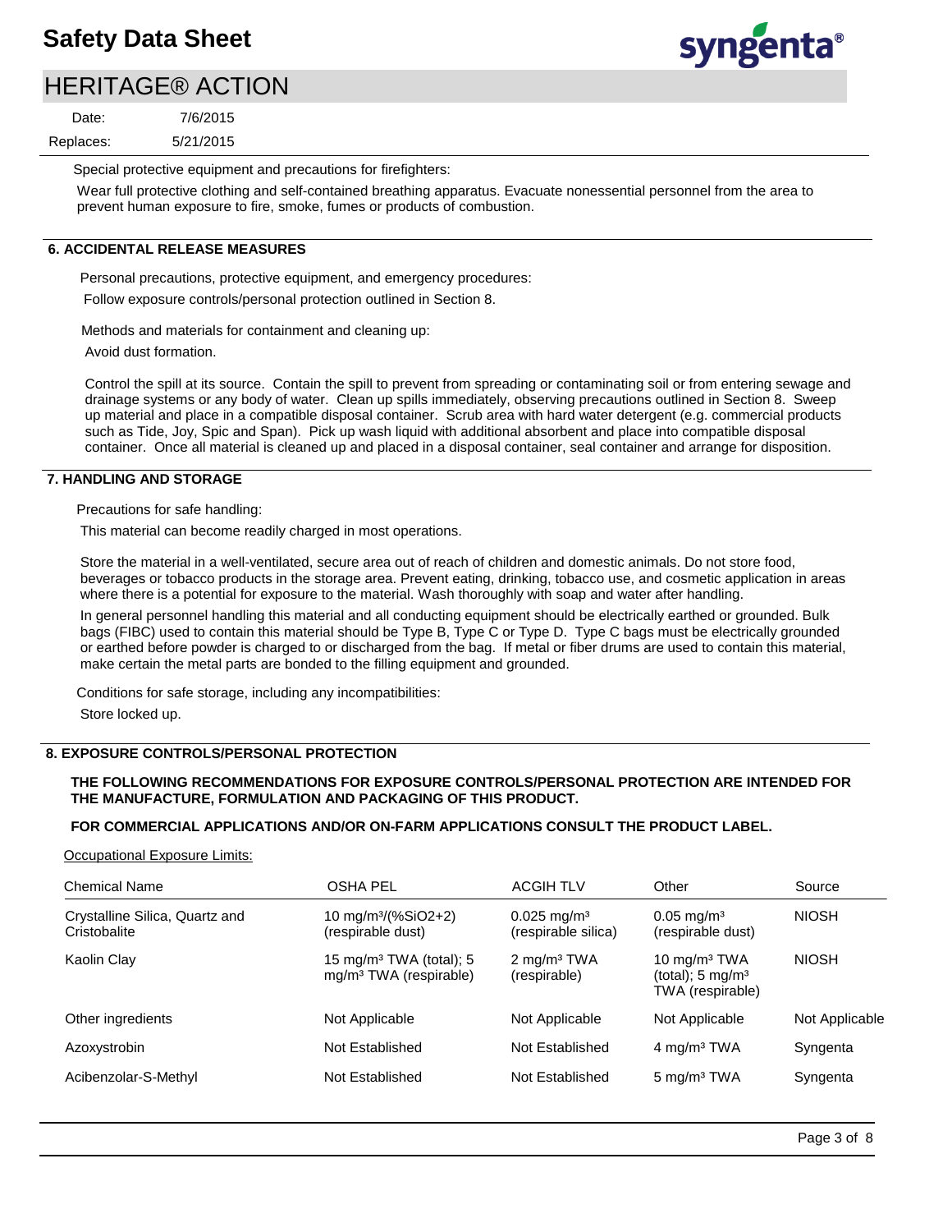Special protective equipment and precautions for firefighters:

Wear full protective clothing and self-contained breathing apparatus. Evacuate nonessential personnel from the area to prevent human exposure to fire, smoke, fumes or products of combustion.

## 6. ACCIDENTAL RELEASE MEASURES

Personal precautions, protective equipment, and emergency procedures:

Follow exposure controls/personal protection outlined in Section 8.

Methods and materials for containment and cleaning up:

Avoid dust formation.

Control the spill at its source. Contain the spill to prevent from spreading or contaminating soil or from entering sewage and drainage systems or any body of water. Clean up spills immediately, observing precautions outlined in Section 8. Sweep up material and place in a compatible disposal container. Scrub area with hard water detergent (e.g. commercial products such as Tide, Joy, Spic and Span). Pick up wash liquid with additional absorbent and place into compatible disposal container. Once all material is cleaned up and placed in a disposal container, seal container and arrange for disposition.

## 7. HANDLING AND STORAGE

Precautions for safe handling:

This material can become readily charged in most operations.

Store the material in a well-ventilated, secure area out of reach of children and domestic animals. Do not store food, beverages or tobacco products in the storage area. Prevent eating, drinking, tobacco use, and cosmetic application in areas where there is a potential for exposure to the material. Wash thoroughly with soap and water after handling.

In general personnel handling this material and all conducting equipment should be electrically earthed or grounded. Bulk bags (FIBC) used to contain this material should be Type B, Type C or Type D. Type C bags must be electrically grounded or earthed before powder is charged to or discharged from the bag. If metal or fiber drums are used to contain this material, make certain the metal parts are bonded to the filling equipment and grounded.

Conditions for safe storage, including any incompatibilities:

Store locked up.

## 8. EXPOSURE CONTROLS/PERSONAL PROTECTION

**THE FOLLOWING RECOMMENDATIONS FOR EXPOSURE CONTROLS/PERSONAL PROTECTION ARE INTENDED FOR THE MANUFACTURE, FORMULATION AND PACKAGING OF THIS PRODUCT.**

**FOR COMMERCIAL APPLICATIONS AND/OR ON-FARM APPLICATIONS CONSULT THE PRODUCT LABEL.**

Occupational Exposure Limits:

| Chemical Name | OSHA PEL | ACGIH TLV | Other | Source |
|---|---|---|---|---|
| Crystalline Silica, Quartz and Cristobalite | 10 mg/m³/(%SiO2+2) (respirable dust) | 0.025 mg/m³ (respirable silica) | 0.05 mg/m³ (respirable dust) | NIOSH |
| Kaolin Clay | 15 mg/m³ TWA (total); 5 mg/m³ TWA (respirable) | 2 mg/m³ TWA (respirable) | 10 mg/m³ TWA (total); 5 mg/m³ TWA (respirable) | NIOSH |
| Other ingredients | Not Applicable | Not Applicable | Not Applicable | Not Applicable |
| Azoxystrobin | Not Established | Not Established | 4 mg/m³ TWA | Syngenta |
| Acibenzolar-S-Methyl | Not Established | Not Established | 5 mg/m³ TWA | Syngenta |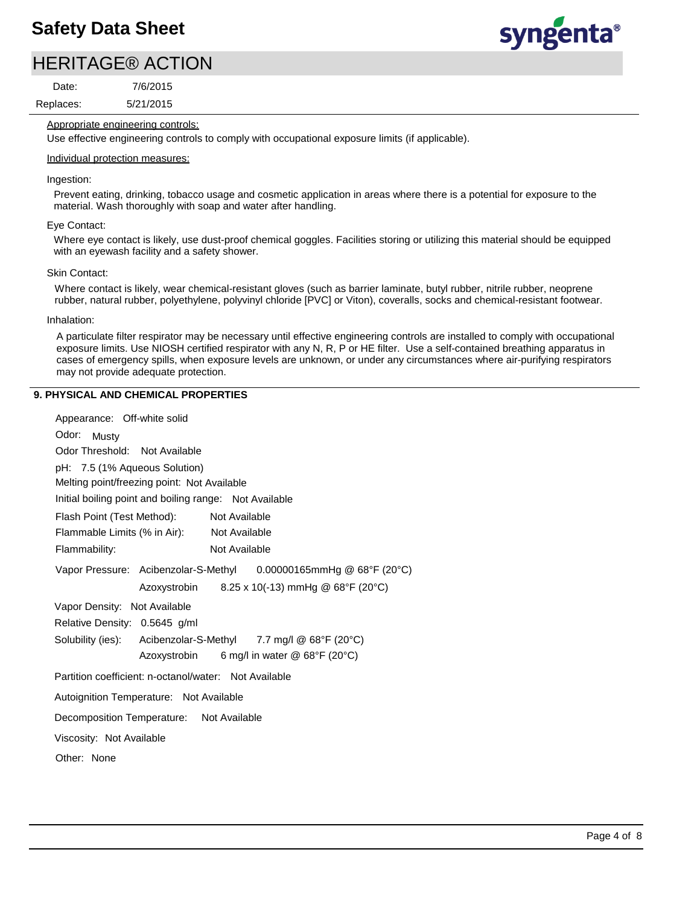Appropriate engineering controls:

Use effective engineering controls to comply with occupational exposure limits (if applicable).

Individual protection measures:

Ingestion:

Prevent eating, drinking, tobacco usage and cosmetic application in areas where there is a potential for exposure to the material. Wash thoroughly with soap and water after handling.

Eye Contact:

Where eye contact is likely, use dust-proof chemical goggles. Facilities storing or utilizing this material should be equipped with an eyewash facility and a safety shower.

Skin Contact:

Where contact is likely, wear chemical-resistant gloves (such as barrier laminate, butyl rubber, nitrile rubber, neoprene rubber, natural rubber, polyethylene, polyvinyl chloride [PVC] or Viton), coveralls, socks and chemical-resistant footwear.

Inhalation:

A particulate filter respirator may be necessary until effective engineering controls are installed to comply with occupational exposure limits. Use NIOSH certified respirator with any N, R, P or HE filter. Use a self-contained breathing apparatus in cases of emergency spills, when exposure levels are unknown, or under any circumstances where air-purifying respirators may not provide adequate protection.

## 9. PHYSICAL AND CHEMICAL PROPERTIES

Appearance: Off-white solid

Odor: Musty

Odor Threshold: Not Available

pH: 7.5 (1% Aqueous Solution)

Melting point/freezing point: Not Available

Initial boiling point and boiling range: Not Available

Flash Point (Test Method): Not Available

Flammable Limits (% in Air): Not Available

Flammability: Not Available

Vapor Pressure: Acibenzolar-S-Methyl 0.00000165mmHg @ 68°F (20°C)
Azoxystrobin 8.25 x 10(-13) mmHg @ 68°F (20°C)

Vapor Density: Not Available

Relative Density: 0.5645 g/ml

Solubility (ies): Acibenzolar-S-Methyl 7.7 mg/l @ 68°F (20°C)
Azoxystrobin 6 mg/l in water @ 68°F (20°C)

Partition coefficient: n-octanol/water: Not Available

Autoignition Temperature: Not Available

Decomposition Temperature: Not Available

Viscosity: Not Available

Other: None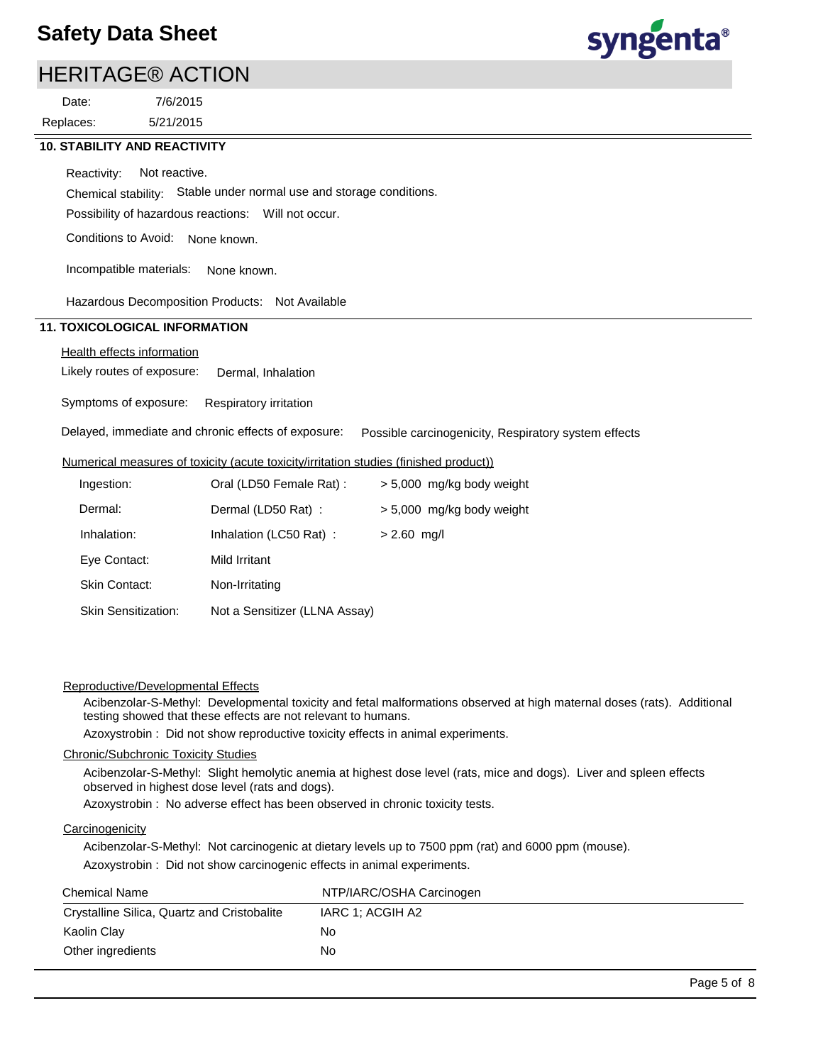## 10. STABILITY AND REACTIVITY

Reactivity: Not reactive.

Chemical stability: Stable under normal use and storage conditions.

Possibility of hazardous reactions: Will not occur.

Conditions to Avoid: None known.

Incompatible materials: None known.

Hazardous Decomposition Products: Not Available

## 11. TOXICOLOGICAL INFORMATION

Health effects information

Likely routes of exposure: Dermal, Inhalation

Symptoms of exposure: Respiratory irritation

Delayed, immediate and chronic effects of exposure: Possible carcinogenicity, Respiratory system effects

Numerical measures of toxicity (acute toxicity/irritation studies (finished product))

| | | |
|---|---|---|
| Ingestion: | Oral (LD50 Female Rat) : | > 5,000 mg/kg body weight |
| Dermal: | Dermal (LD50 Rat) : | > 5,000 mg/kg body weight |
| Inhalation: | Inhalation (LC50 Rat) : | > 2.60 mg/l |
| Eye Contact: | Mild Irritant | |
| Skin Contact: | Non-Irritating | |
| Skin Sensitization: | Not a Sensitizer (LLNA Assay) | |

Reproductive/Developmental Effects

Acibenzolar-S-Methyl: Developmental toxicity and fetal malformations observed at high maternal doses (rats). Additional testing showed that these effects are not relevant to humans.

Azoxystrobin : Did not show reproductive toxicity effects in animal experiments.

Chronic/Subchronic Toxicity Studies

Acibenzolar-S-Methyl: Slight hemolytic anemia at highest dose level (rats, mice and dogs). Liver and spleen effects observed in highest dose level (rats and dogs).

Azoxystrobin : No adverse effect has been observed in chronic toxicity tests.

Carcinogenicity

Acibenzolar-S-Methyl: Not carcinogenic at dietary levels up to 7500 ppm (rat) and 6000 ppm (mouse).

Azoxystrobin : Did not show carcinogenic effects in animal experiments.

| Chemical Name | NTP/IARC/OSHA Carcinogen |
|---|---|
| Crystalline Silica, Quartz and Cristobalite | IARC 1; ACGIH A2 |
| Kaolin Clay | No |
| Other ingredients | No |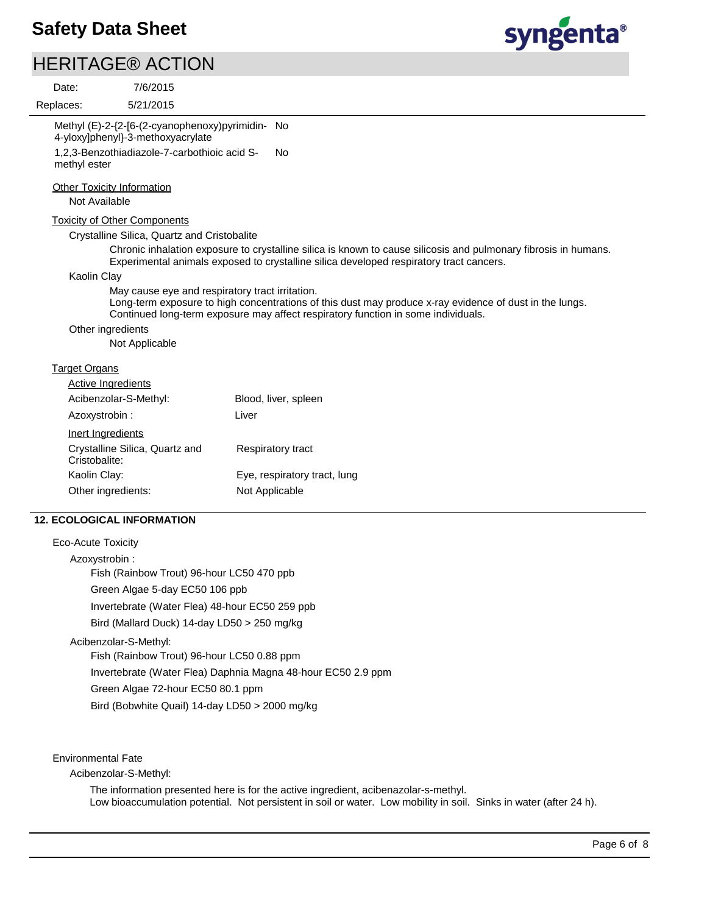| | |
|---|---|
| Methyl (E)-2-{2-[6-(2-cyanophenoxy)pyrimidin-4-yloxy]phenyl}-3-methoxyacrylate | No |
| 1,2,3-Benzothiadiazole-7-carbothioic acid S-methyl ester | No |

Other Toxicity Information

Not Available

Toxicity of Other Components

Crystalline Silica, Quartz and Cristobalite

Chronic inhalation exposure to crystalline silica is known to cause silicosis and pulmonary fibrosis in humans. Experimental animals exposed to crystalline silica developed respiratory tract cancers.

Kaolin Clay

May cause eye and respiratory tract irritation.
Long-term exposure to high concentrations of this dust may produce x-ray evidence of dust in the lungs. Continued long-term exposure may affect respiratory function in some individuals.

Other ingredients

Not Applicable

Target Organs

Active Ingredients

| | |
|---|---|
| Acibenzolar-S-Methyl: | Blood, liver, spleen |
| Azoxystrobin : | Liver |

Inert Ingredients

| | |
|---|---|
| Crystalline Silica, Quartz and Cristobalite: | Respiratory tract |
| Kaolin Clay: | Eye, respiratory tract, lung |
| Other ingredients: | Not Applicable |

## 12. ECOLOGICAL INFORMATION

Eco-Acute Toxicity

Azoxystrobin :

- Fish (Rainbow Trout) 96-hour LC50 470 ppb
- Green Algae 5-day EC50 106 ppb
- Invertebrate (Water Flea) 48-hour EC50 259 ppb
- Bird (Mallard Duck) 14-day LD50 > 250 mg/kg

Acibenzolar-S-Methyl:

- Fish (Rainbow Trout) 96-hour LC50 0.88 ppm
- Invertebrate (Water Flea) Daphnia Magna 48-hour EC50 2.9 ppm
- Green Algae 72-hour EC50 80.1 ppm
- Bird (Bobwhite Quail) 14-day LD50 > 2000 mg/kg

Environmental Fate

Acibenzolar-S-Methyl:

The information presented here is for the active ingredient, acibenazolar-s-methyl.
Low bioaccumulation potential. Not persistent in soil or water. Low mobility in soil. Sinks in water (after 24 h).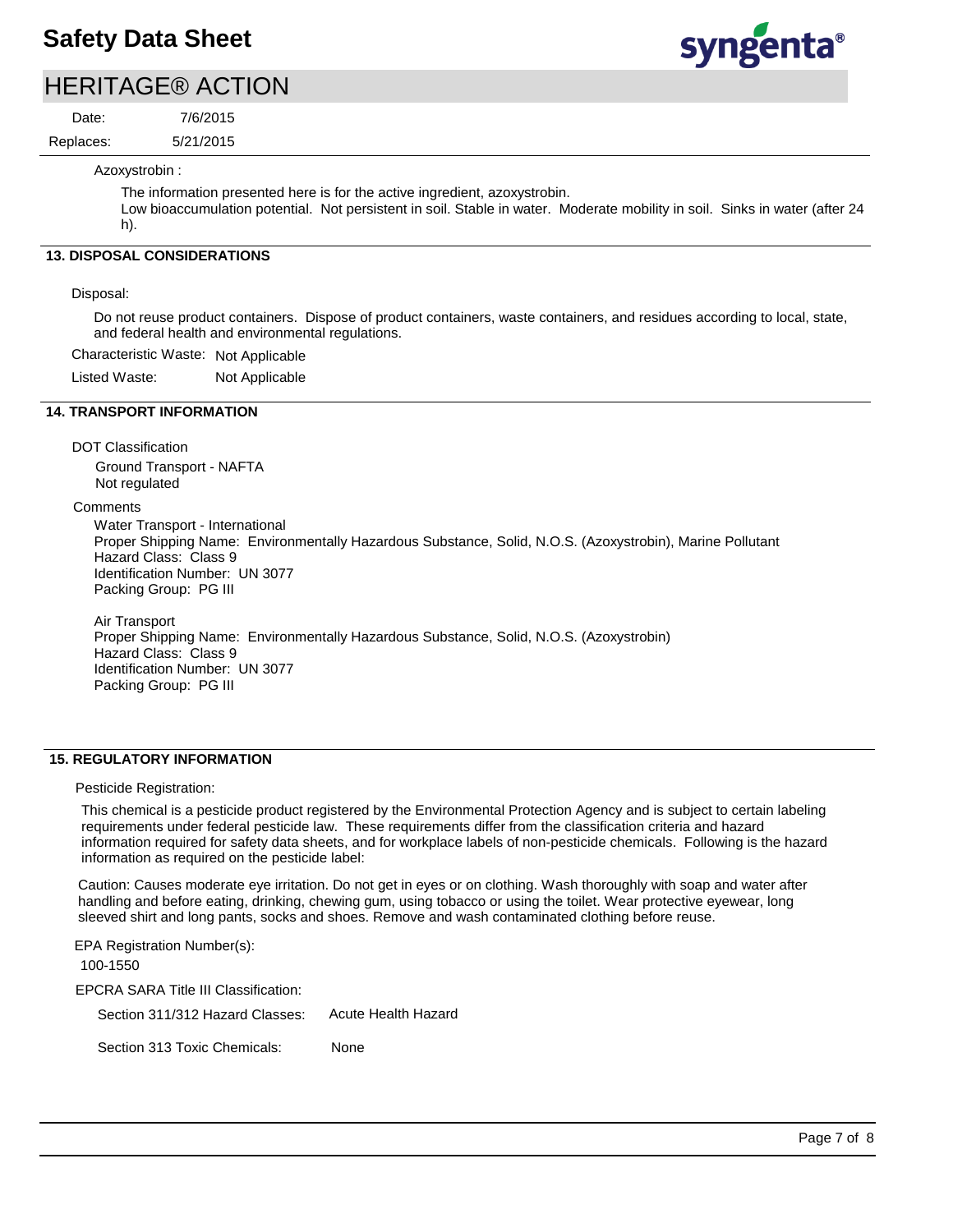Azoxystrobin :

The information presented here is for the active ingredient, azoxystrobin.
Low bioaccumulation potential. Not persistent in soil. Stable in water. Moderate mobility in soil. Sinks in water (after 24 h).

## 13. DISPOSAL CONSIDERATIONS

Disposal:

Do not reuse product containers. Dispose of product containers, waste containers, and residues according to local, state, and federal health and environmental regulations.

Characteristic Waste: Not Applicable

Listed Waste: Not Applicable

## 14. TRANSPORT INFORMATION

DOT Classification

Ground Transport - NAFTA
Not regulated

Comments

Water Transport - International
Proper Shipping Name: Environmentally Hazardous Substance, Solid, N.O.S. (Azoxystrobin), Marine Pollutant
Hazard Class: Class 9
Identification Number: UN 3077
Packing Group: PG III

Air Transport
Proper Shipping Name: Environmentally Hazardous Substance, Solid, N.O.S. (Azoxystrobin)
Hazard Class: Class 9
Identification Number: UN 3077
Packing Group: PG III

## 15. REGULATORY INFORMATION

Pesticide Registration:

This chemical is a pesticide product registered by the Environmental Protection Agency and is subject to certain labeling requirements under federal pesticide law. These requirements differ from the classification criteria and hazard information required for safety data sheets, and for workplace labels of non-pesticide chemicals. Following is the hazard information as required on the pesticide label:

Caution: Causes moderate eye irritation. Do not get in eyes or on clothing. Wash thoroughly with soap and water after handling and before eating, drinking, chewing gum, using tobacco or using the toilet. Wear protective eyewear, long sleeved shirt and long pants, socks and shoes. Remove and wash contaminated clothing before reuse.

EPA Registration Number(s):

100-1550

EPCRA SARA Title III Classification:

Section 311/312 Hazard Classes: Acute Health Hazard

Section 313 Toxic Chemicals: None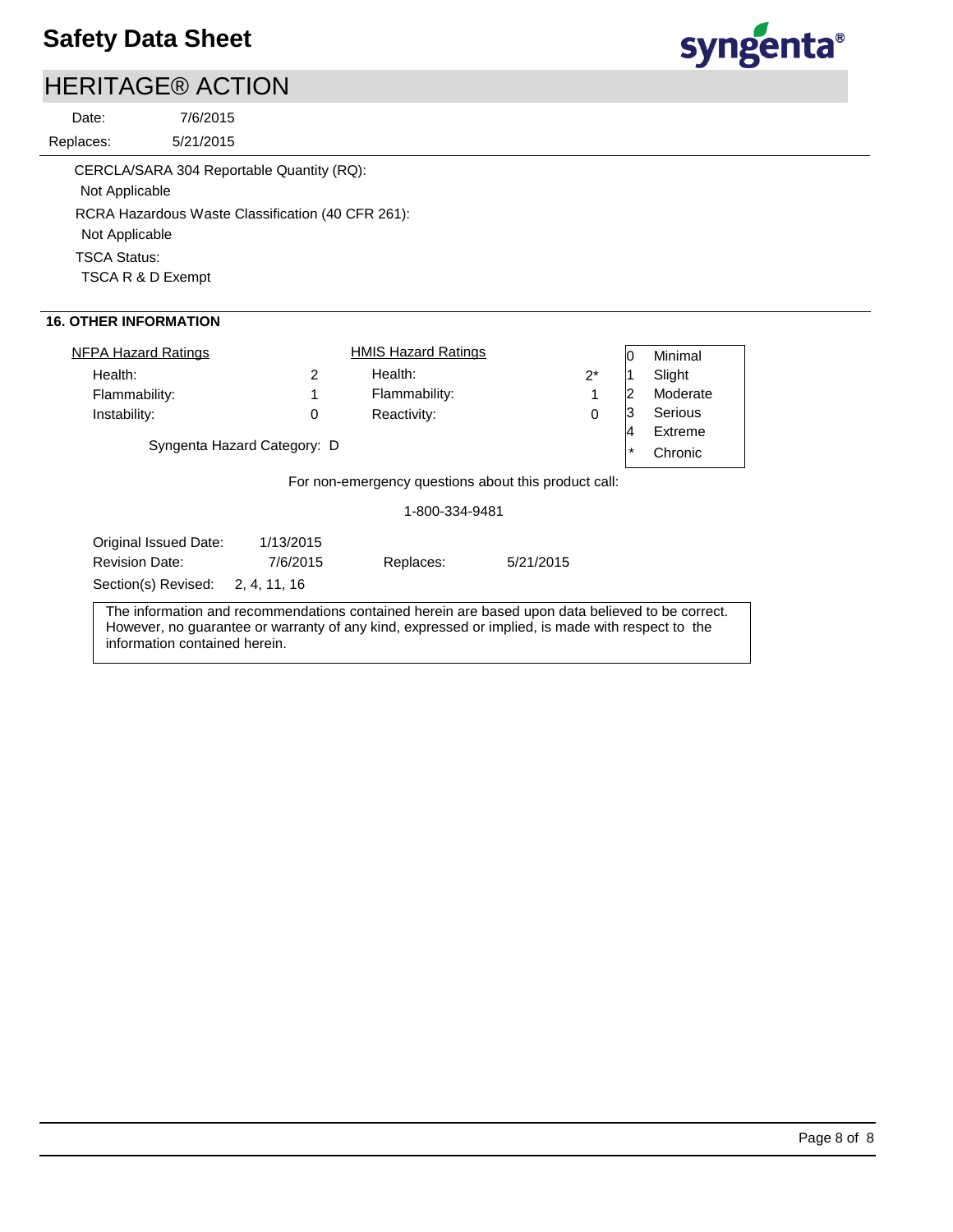CERCLA/SARA 304 Reportable Quantity (RQ):

Not Applicable

RCRA Hazardous Waste Classification (40 CFR 261):

Not Applicable

TSCA Status:

TSCA R & D Exempt

## 16. OTHER INFORMATION

| NFPA Hazard Ratings | | HMIS Hazard Ratings | | | |
|---|---|---|---|---|---|
| Health: | 2 | Health: | 2* | 0 | Minimal |
| Flammability: | 1 | Flammability: | 1 | 1 | Slight |
| Instability: | 0 | Reactivity: | 0 | 2 | Moderate |
| | | | | 3 | Serious |
| | | | | 4 | Extreme |
| | | | | * | Chronic |

Syngenta Hazard Category: D

For non-emergency questions about this product call:

1-800-334-9481

Original Issued Date: 1/13/2015

Revision Date: 7/6/2015 Replaces: 5/21/2015

Section(s) Revised: 2, 4, 11, 16

The information and recommendations contained herein are based upon data believed to be correct. However, no guarantee or warranty of any kind, expressed or implied, is made with respect to the information contained herein.